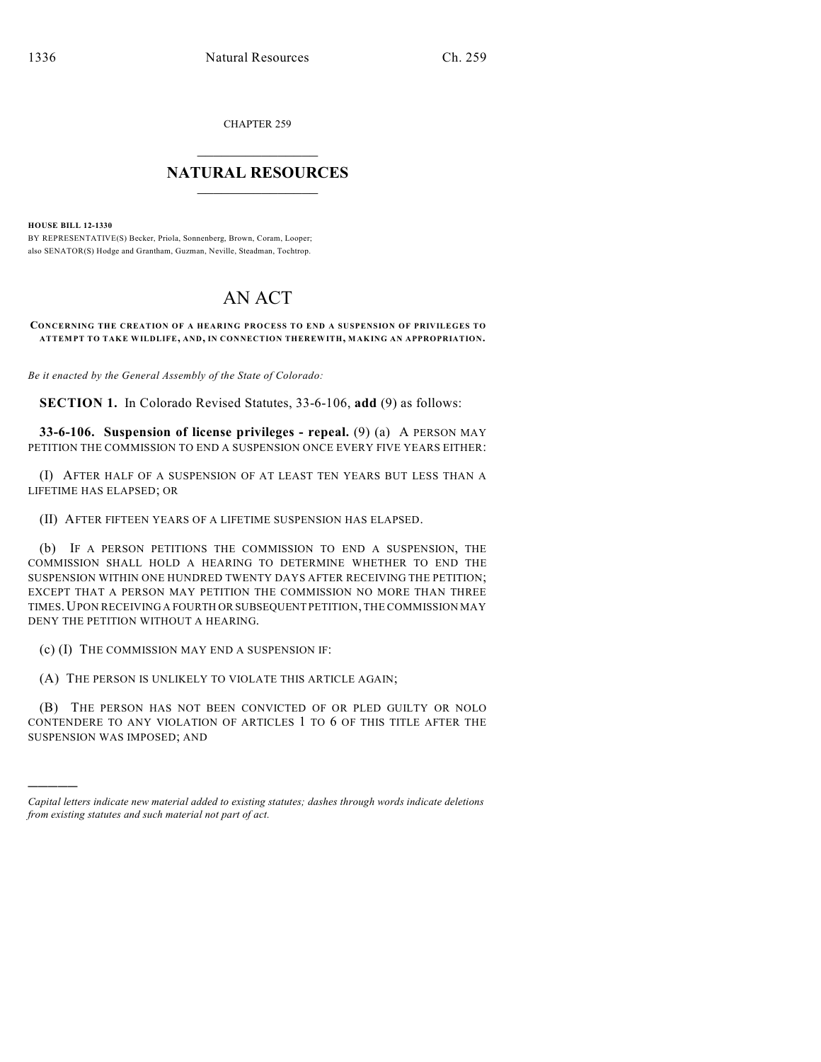CHAPTER 259

# NATURAL RESOURCES

**HOUSE BILL 12-1330**

BY REPRESENTATIVE(S) Becker, Priola, Sonnenberg, Brown, Coram, Looper; also SENATOR(S) Hodge and Grantham, Guzman, Neville, Steadman, Tochtrop.

# AN ACT

**CONCERNING THE CREATION OF A HEARING PROCESS TO END A SUSPENSION OF PRIVILEGES TO ATTEMPT TO TAKE WILDLIFE, AND, IN CONNECTION THEREWITH, MAKING AN APPROPRIATION.**

*Be it enacted by the General Assembly of the State of Colorado:*

**SECTION 1.** In Colorado Revised Statutes, 33-6-106, **add** (9) as follows:

**33-6-106. Suspension of license privileges - repeal.** (9) (a) A PERSON MAY PETITION THE COMMISSION TO END A SUSPENSION ONCE EVERY FIVE YEARS EITHER:

(I) AFTER HALF OF A SUSPENSION OF AT LEAST TEN YEARS BUT LESS THAN A LIFETIME HAS ELAPSED; OR

(II) AFTER FIFTEEN YEARS OF A LIFETIME SUSPENSION HAS ELAPSED.

(b) IF A PERSON PETITIONS THE COMMISSION TO END A SUSPENSION, THE COMMISSION SHALL HOLD A HEARING TO DETERMINE WHETHER TO END THE SUSPENSION WITHIN ONE HUNDRED TWENTY DAYS AFTER RECEIVING THE PETITION; EXCEPT THAT A PERSON MAY PETITION THE COMMISSION NO MORE THAN THREE TIMES. UPON RECEIVING A FOURTH OR SUBSEQUENT PETITION, THE COMMISSION MAY DENY THE PETITION WITHOUT A HEARING.

(c) (I) THE COMMISSION MAY END A SUSPENSION IF:

(A) THE PERSON IS UNLIKELY TO VIOLATE THIS ARTICLE AGAIN;

(B) THE PERSON HAS NOT BEEN CONVICTED OF OR PLED GUILTY OR NOLO CONTENDERE TO ANY VIOLATION OF ARTICLES 1 TO 6 OF THIS TITLE AFTER THE SUSPENSION WAS IMPOSED; AND

---

*Capital letters indicate new material added to existing statutes; dashes through words indicate deletions from existing statutes and such material not part of act.*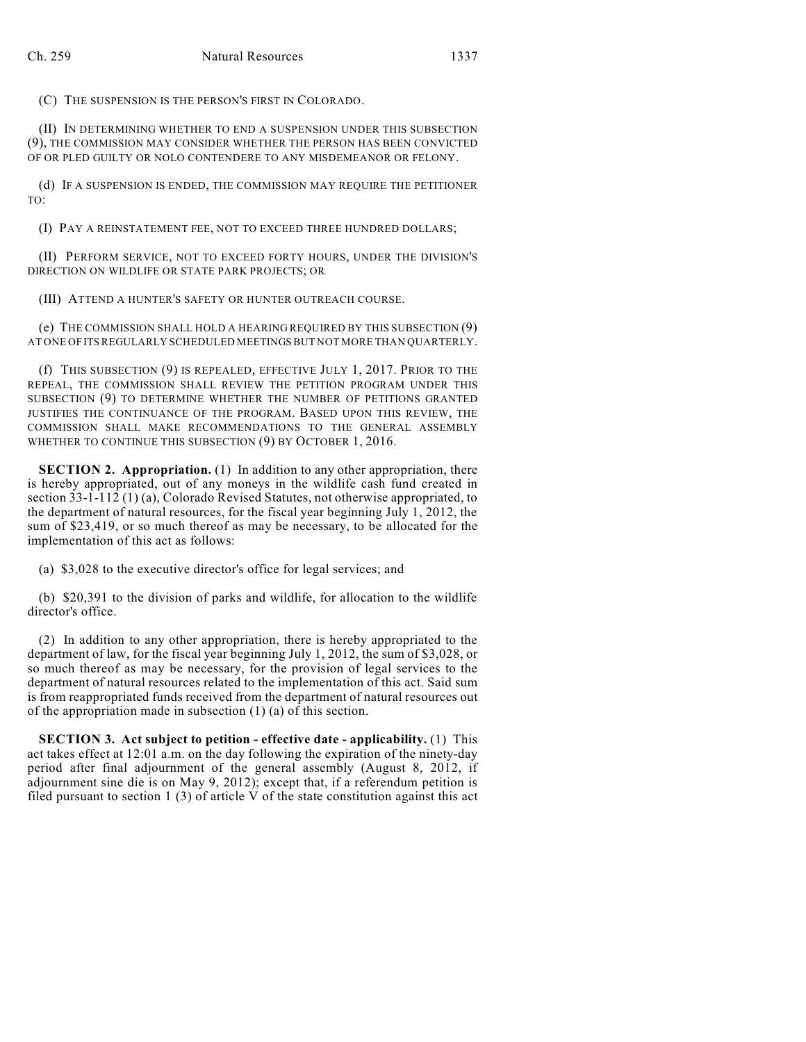(C) THE SUSPENSION IS THE PERSON'S FIRST IN COLORADO.

(II) IN DETERMINING WHETHER TO END A SUSPENSION UNDER THIS SUBSECTION (9), THE COMMISSION MAY CONSIDER WHETHER THE PERSON HAS BEEN CONVICTED OF OR PLED GUILTY OR NOLO CONTENDERE TO ANY MISDEMEANOR OR FELONY.

(d) IF A SUSPENSION IS ENDED, THE COMMISSION MAY REQUIRE THE PETITIONER TO:

(I) PAY A REINSTATEMENT FEE, NOT TO EXCEED THREE HUNDRED DOLLARS;

(II) PERFORM SERVICE, NOT TO EXCEED FORTY HOURS, UNDER THE DIVISION'S DIRECTION ON WILDLIFE OR STATE PARK PROJECTS; OR

(III) ATTEND A HUNTER'S SAFETY OR HUNTER OUTREACH COURSE.

(e) THE COMMISSION SHALL HOLD A HEARING REQUIRED BY THIS SUBSECTION (9) AT ONE OF ITS REGULARLY SCHEDULED MEETINGS BUT NOT MORE THAN QUARTERLY.

(f) THIS SUBSECTION (9) IS REPEALED, EFFECTIVE JULY 1, 2017. PRIOR TO THE REPEAL, THE COMMISSION SHALL REVIEW THE PETITION PROGRAM UNDER THIS SUBSECTION (9) TO DETERMINE WHETHER THE NUMBER OF PETITIONS GRANTED JUSTIFIES THE CONTINUANCE OF THE PROGRAM. BASED UPON THIS REVIEW, THE COMMISSION SHALL MAKE RECOMMENDATIONS TO THE GENERAL ASSEMBLY WHETHER TO CONTINUE THIS SUBSECTION (9) BY OCTOBER 1, 2016.

**SECTION 2. Appropriation.** (1) In addition to any other appropriation, there is hereby appropriated, out of any moneys in the wildlife cash fund created in section 33-1-112 (1) (a), Colorado Revised Statutes, not otherwise appropriated, to the department of natural resources, for the fiscal year beginning July 1, 2012, the sum of $23,419, or so much thereof as may be necessary, to be allocated for the implementation of this act as follows:

(a) $3,028 to the executive director's office for legal services; and

(b) $20,391 to the division of parks and wildlife, for allocation to the wildlife director's office.

(2) In addition to any other appropriation, there is hereby appropriated to the department of law, for the fiscal year beginning July 1, 2012, the sum of $3,028, or so much thereof as may be necessary, for the provision of legal services to the department of natural resources related to the implementation of this act. Said sum is from reappropriated funds received from the department of natural resources out of the appropriation made in subsection (1) (a) of this section.

**SECTION 3. Act subject to petition - effective date - applicability.** (1) This act takes effect at 12:01 a.m. on the day following the expiration of the ninety-day period after final adjournment of the general assembly (August 8, 2012, if adjournment sine die is on May 9, 2012); except that, if a referendum petition is filed pursuant to section 1 (3) of article V of the state constitution against this act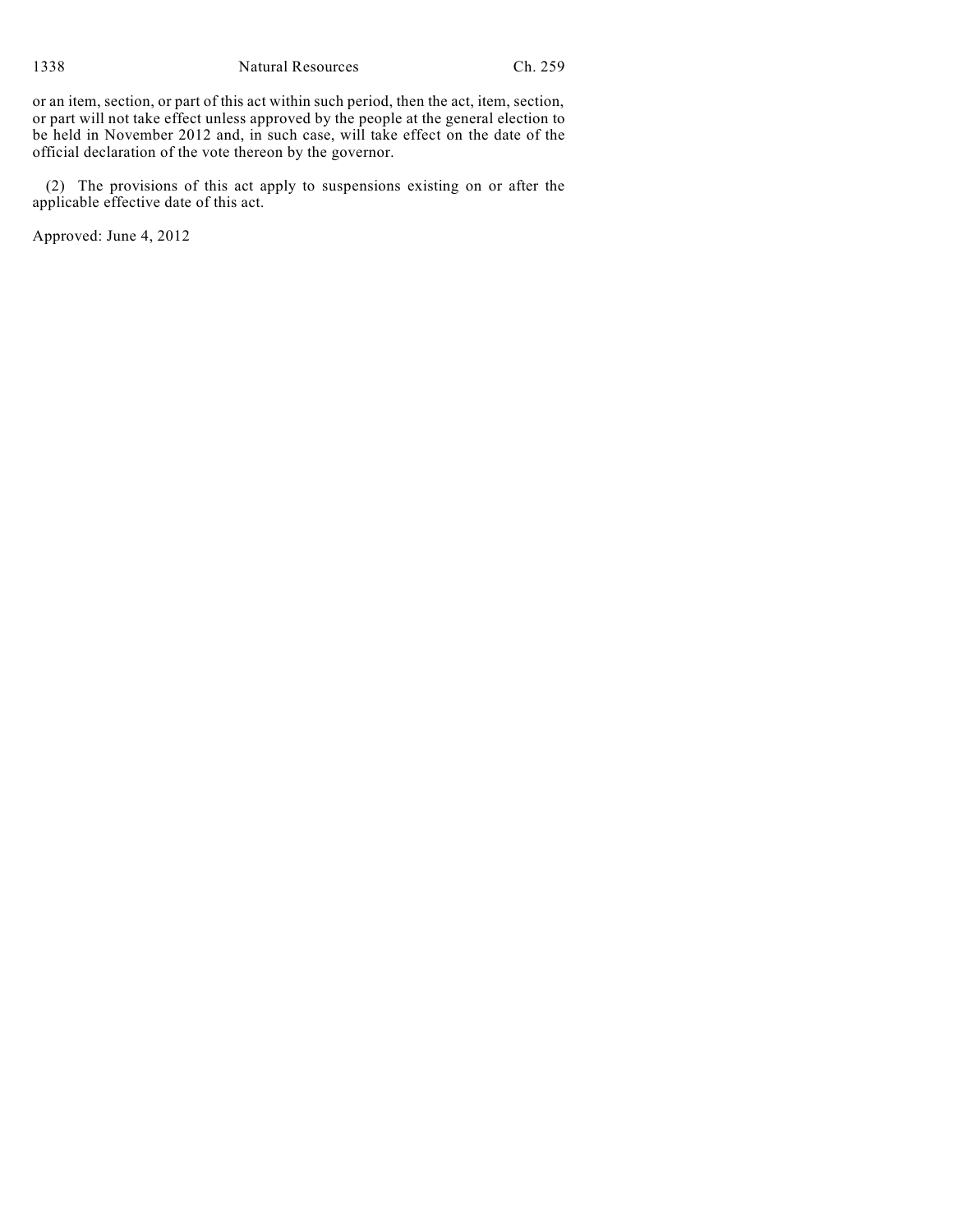or an item, section, or part of this act within such period, then the act, item, section, or part will not take effect unless approved by the people at the general election to be held in November 2012 and, in such case, will take effect on the date of the official declaration of the vote thereon by the governor.

(2) The provisions of this act apply to suspensions existing on or after the applicable effective date of this act.

Approved: June 4, 2012